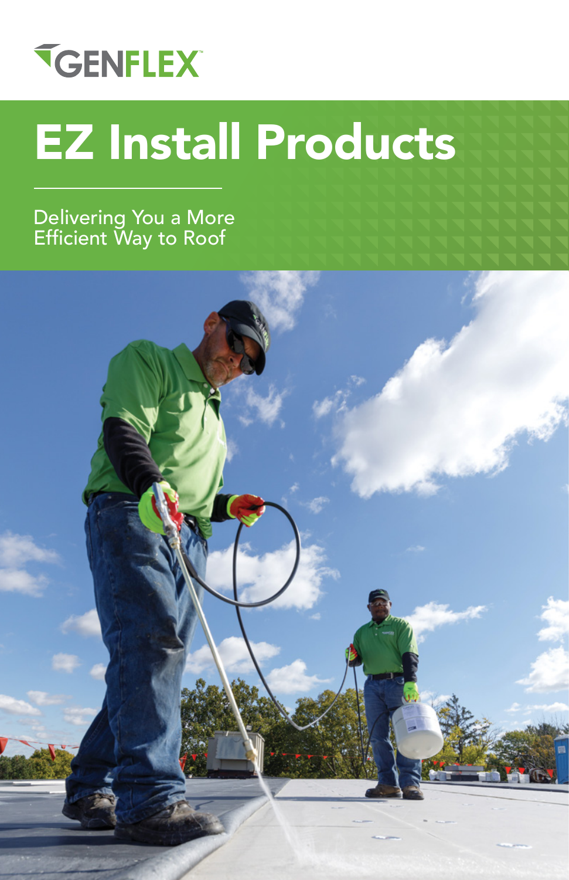GENFLEX

# EZ Install Products

Delivering You a More Efficient Way to Roof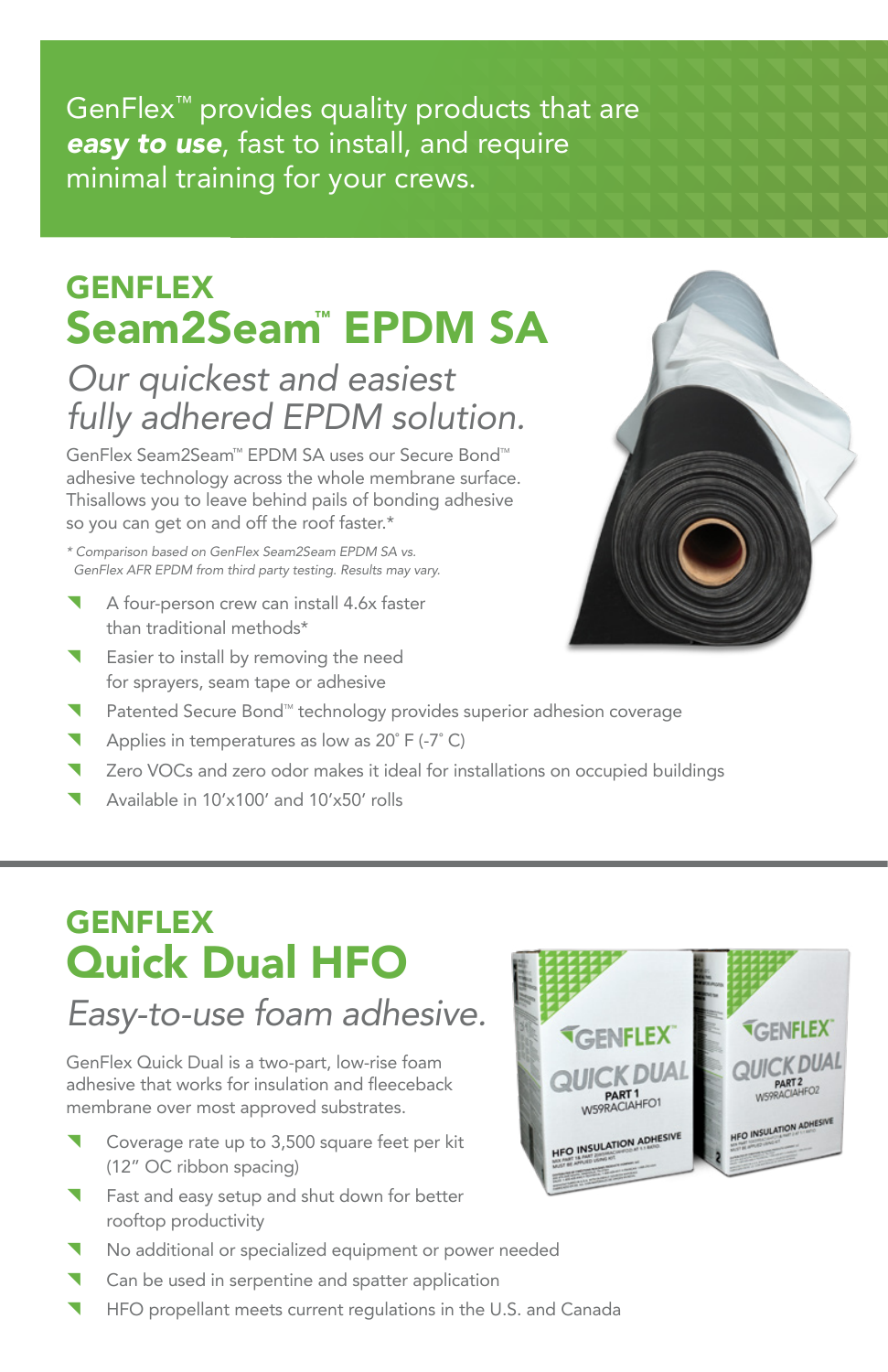GenFlex™ provides quality products that are ***easy to use***, fast to install, and require minimal training for your crews.

## GENFLEX
# Seam2Seam™ EPDM SA

*Our quickest and easiest fully adhered EPDM solution.*

GenFlex Seam2Seam™ EPDM SA uses our Secure Bond™ adhesive technology across the whole membrane surface. Thisallows you to leave behind pails of bonding adhesive so you can get on and off the roof faster.*

*\* Comparison based on GenFlex Seam2Seam EPDM SA vs. GenFlex AFR EPDM from third party testing. Results may vary.*

- A four-person crew can install 4.6x faster than traditional methods*
- Easier to install by removing the need for sprayers, seam tape or adhesive
- Patented Secure Bond™ technology provides superior adhesion coverage
- Applies in temperatures as low as 20˚ F (-7˚ C)
- Zero VOCs and zero odor makes it ideal for installations on occupied buildings
- Available in 10'x100' and 10'x50' rolls

## GENFLEX
# Quick Dual HFO

*Easy-to-use foam adhesive.*

GenFlex Quick Dual is a two-part, low-rise foam adhesive that works for insulation and fleeceback membrane over most approved substrates.

- Coverage rate up to 3,500 square feet per kit (12" OC ribbon spacing)
- Fast and easy setup and shut down for better rooftop productivity
- No additional or specialized equipment or power needed
- Can be used in serpentine and spatter application
- HFO propellant meets current regulations in the U.S. and Canada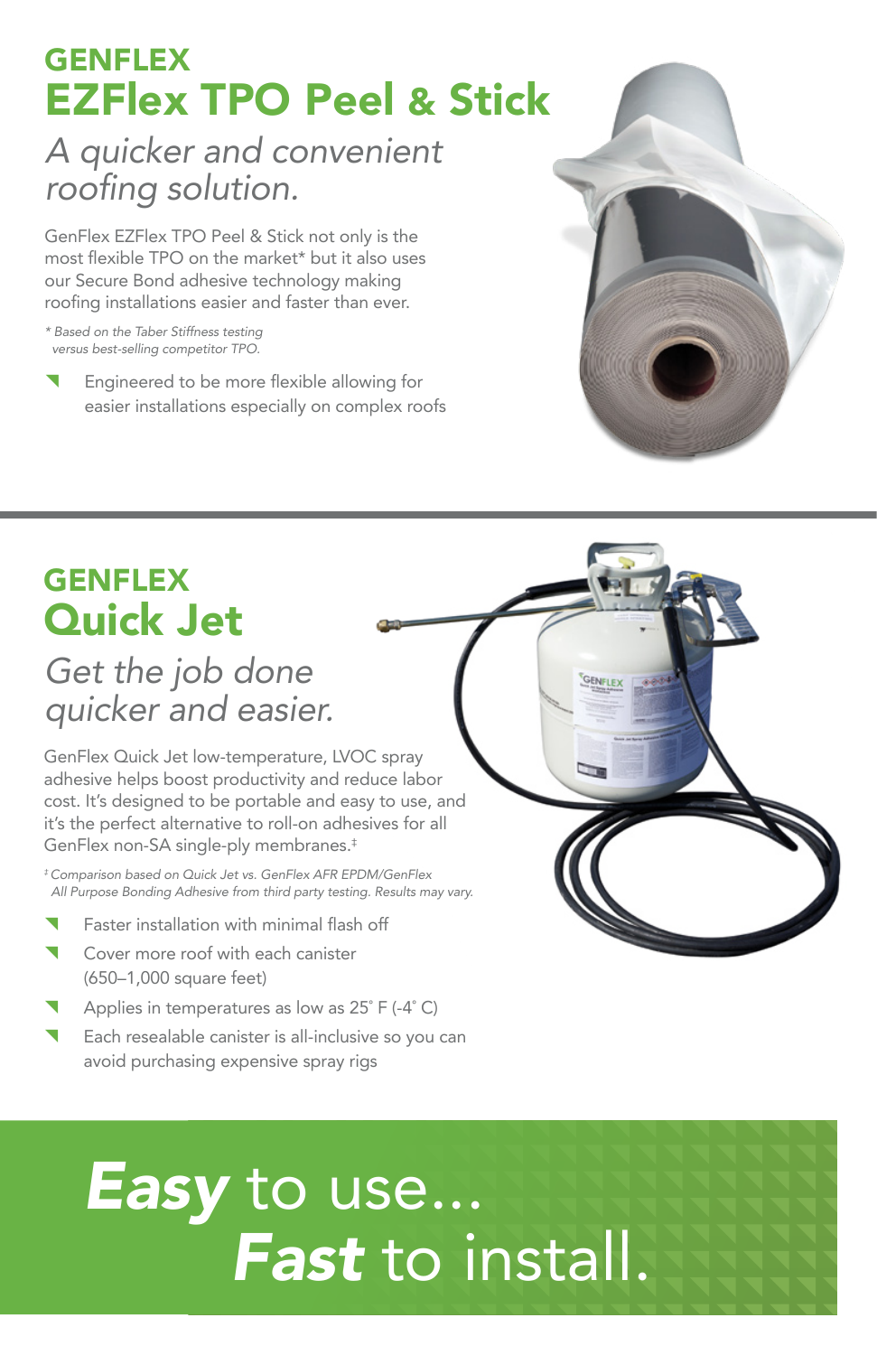## GENFLEX

# EZFlex TPO Peel & Stick

### *A quicker and convenient roofing solution.*

GenFlex EZFlex TPO Peel & Stick not only is the most flexible TPO on the market* but it also uses our Secure Bond adhesive technology making roofing installations easier and faster than ever.

*\* Based on the Taber Stiffness testing versus best-selling competitor TPO.*

- Engineered to be more flexible allowing for easier installations especially on complex roofs

## GENFLEX

# Quick Jet

### *Get the job done quicker and easier.*

GenFlex Quick Jet low-temperature, LVOC spray adhesive helps boost productivity and reduce labor cost. It's designed to be portable and easy to use, and it's the perfect alternative to roll-on adhesives for all GenFlex non-SA single-ply membranes.‡

*‡ Comparison based on Quick Jet vs. GenFlex AFR EPDM/GenFlex All Purpose Bonding Adhesive from third party testing. Results may vary.*

- Faster installation with minimal flash off
- Cover more roof with each canister (650–1,000 square feet)
- Applies in temperatures as low as 25˚ F (-4˚ C)
- Each resealable canister is all-inclusive so you can avoid purchasing expensive spray rigs

## ***Easy*** to use... ***Fast*** to install.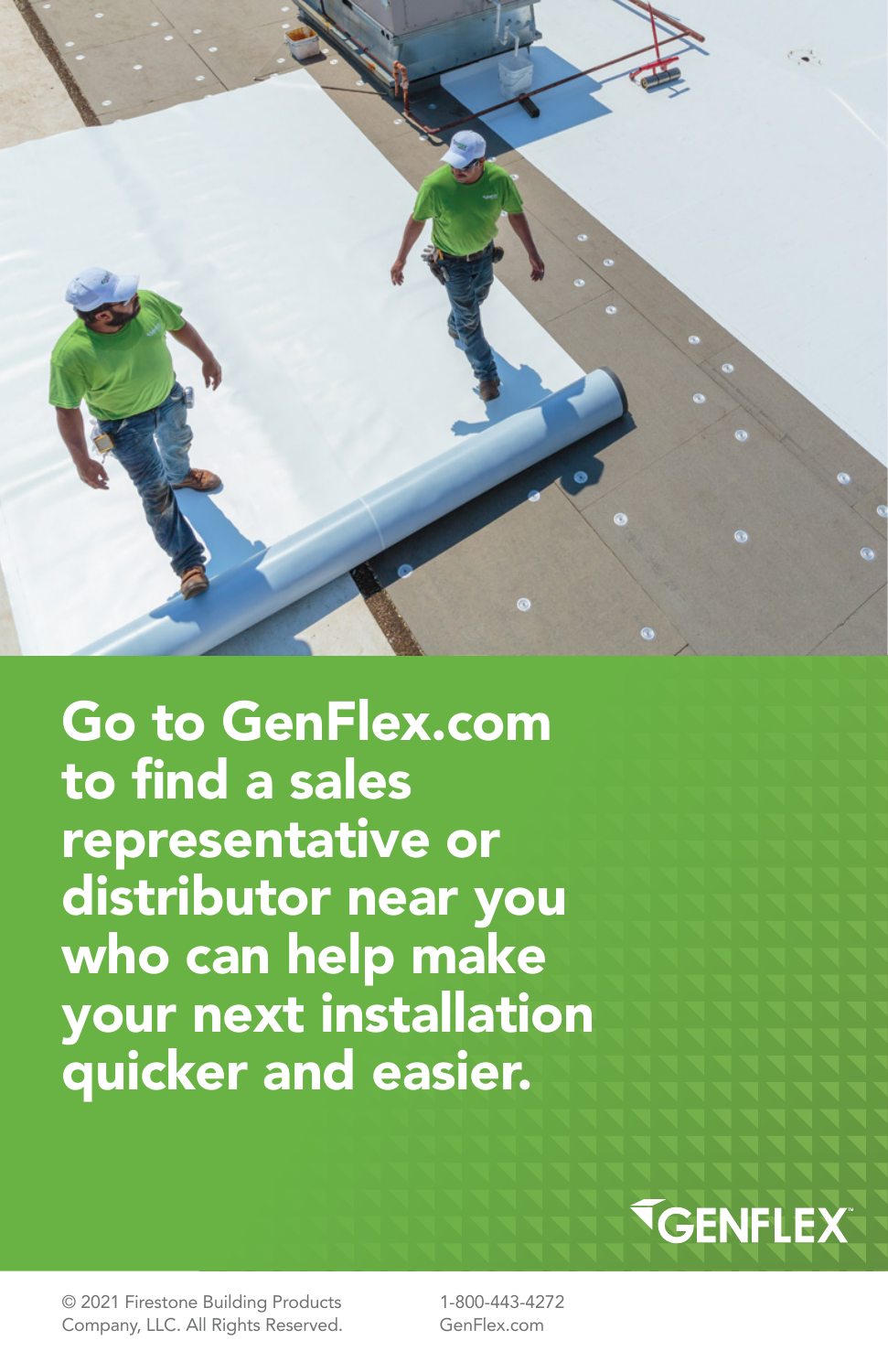**Go to GenFlex.com to find a sales representative or distributor near you who can help make your next installation quicker and easier.**

GENFLEX™

© 2021 Firestone Building Products Company, LLC. All Rights Reserved.

1-800-443-4272
GenFlex.com